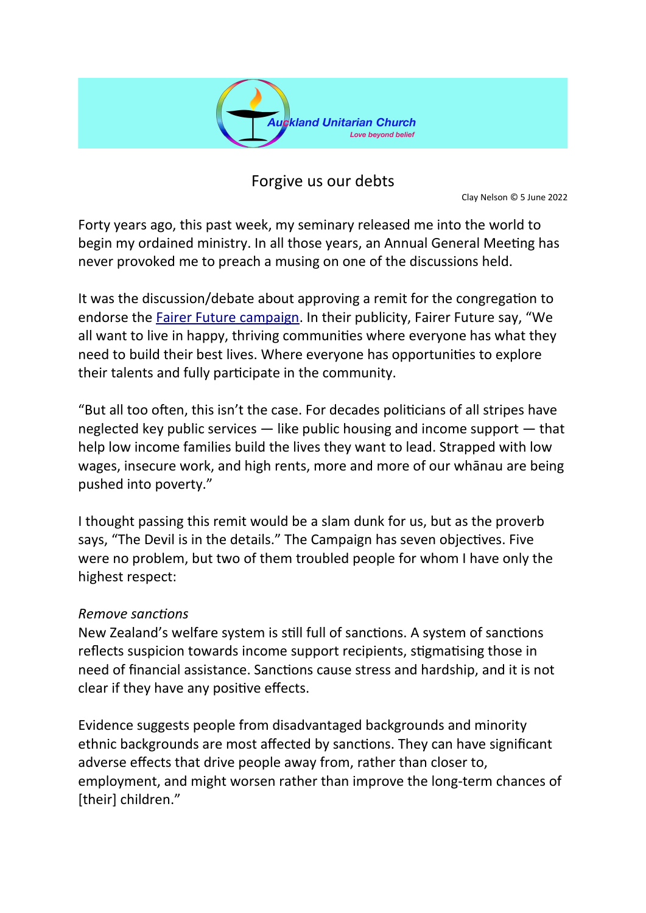Auckland Unitarian Church

*Love beyond belief*

# Forgive us our debts

Clay Nelson © 5 June 2022

Forty years ago, this past week, my seminary released me into the world to begin my ordained ministry. In all those years, an Annual General Meeting has never provoked me to preach a musing on one of the discussions held.

It was the discussion/debate about approving a remit for the congregation to endorse the Fairer Future campaign. In their publicity, Fairer Future say, "We all want to live in happy, thriving communities where everyone has what they need to build their best lives. Where everyone has opportunities to explore their talents and fully participate in the community.

"But all too often, this isn't the case. For decades politicians of all stripes have neglected key public services — like public housing and income support — that help low income families build the lives they want to lead. Strapped with low wages, insecure work, and high rents, more and more of our whānau are being pushed into poverty."

I thought passing this remit would be a slam dunk for us, but as the proverb says, "The Devil is in the details." The Campaign has seven objectives. Five were no problem, but two of them troubled people for whom I have only the highest respect:

*Remove sanctions*
New Zealand's welfare system is still full of sanctions. A system of sanctions reflects suspicion towards income support recipients, stigmatising those in need of financial assistance. Sanctions cause stress and hardship, and it is not clear if they have any positive effects.

Evidence suggests people from disadvantaged backgrounds and minority ethnic backgrounds are most affected by sanctions. They can have significant adverse effects that drive people away from, rather than closer to, employment, and might worsen rather than improve the long-term chances of [their] children."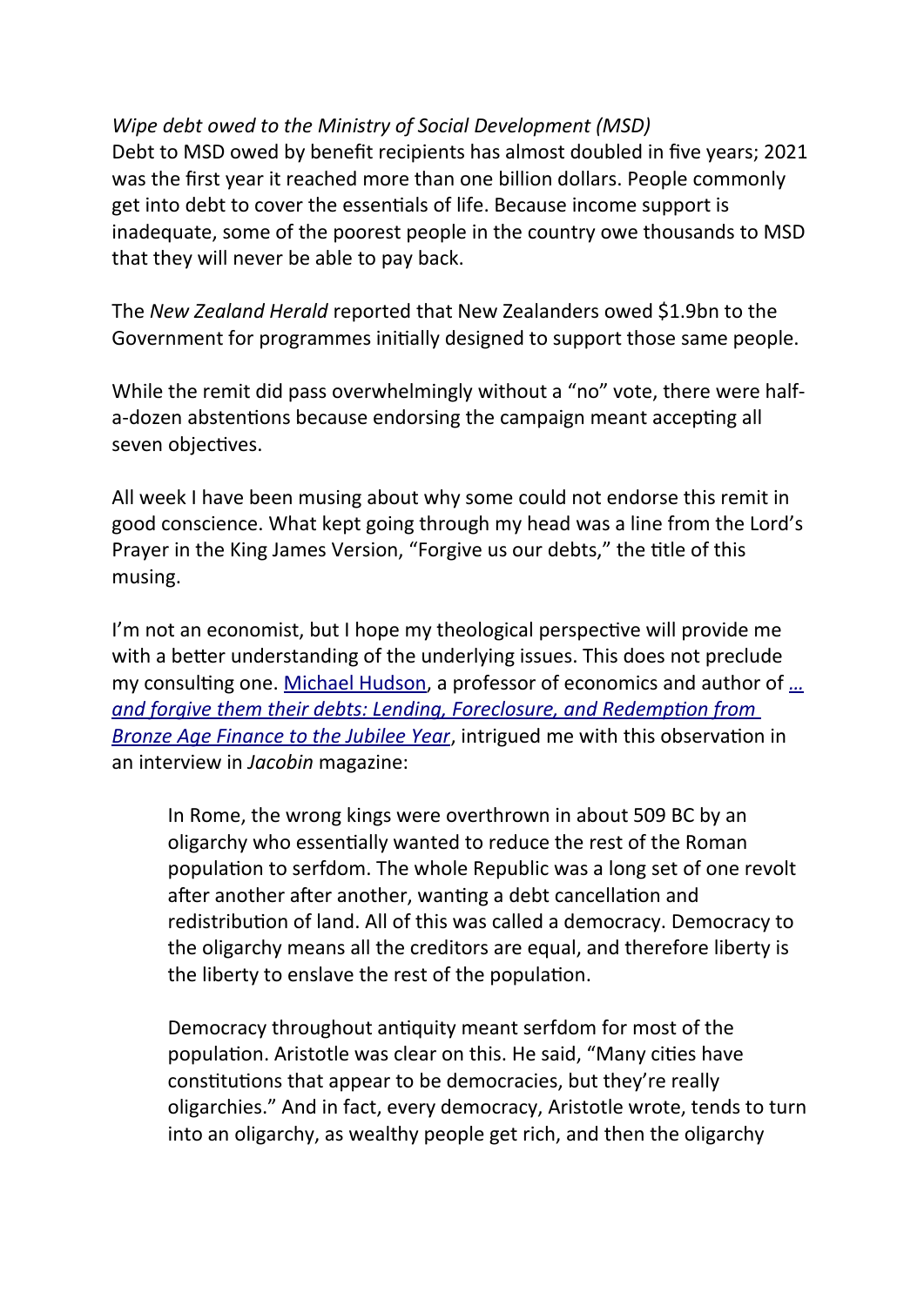*Wipe debt owed to the Ministry of Social Development (MSD)*
Debt to MSD owed by benefit recipients has almost doubled in five years; 2021 was the first year it reached more than one billion dollars. People commonly get into debt to cover the essentials of life. Because income support is inadequate, some of the poorest people in the country owe thousands to MSD that they will never be able to pay back.

The *New Zealand Herald* reported that New Zealanders owed $1.9bn to the Government for programmes initially designed to support those same people.

While the remit did pass overwhelmingly without a "no" vote, there were half-a-dozen abstentions because endorsing the campaign meant accepting all seven objectives.

All week I have been musing about why some could not endorse this remit in good conscience. What kept going through my head was a line from the Lord's Prayer in the King James Version, "Forgive us our debts," the title of this musing.

I'm not an economist, but I hope my theological perspective will provide me with a better understanding of the underlying issues. This does not preclude my consulting one. Michael Hudson, a professor of economics and author of *… and forgive them their debts: Lending, Foreclosure, and Redemption from Bronze Age Finance to the Jubilee Year*, intrigued me with this observation in an interview in *Jacobin* magazine:

> In Rome, the wrong kings were overthrown in about 509 BC by an oligarchy who essentially wanted to reduce the rest of the Roman population to serfdom. The whole Republic was a long set of one revolt after another after another, wanting a debt cancellation and redistribution of land. All of this was called a democracy. Democracy to the oligarchy means all the creditors are equal, and therefore liberty is the liberty to enslave the rest of the population.
>
> Democracy throughout antiquity meant serfdom for most of the population. Aristotle was clear on this. He said, "Many cities have constitutions that appear to be democracies, but they're really oligarchies." And in fact, every democracy, Aristotle wrote, tends to turn into an oligarchy, as wealthy people get rich, and then the oligarchy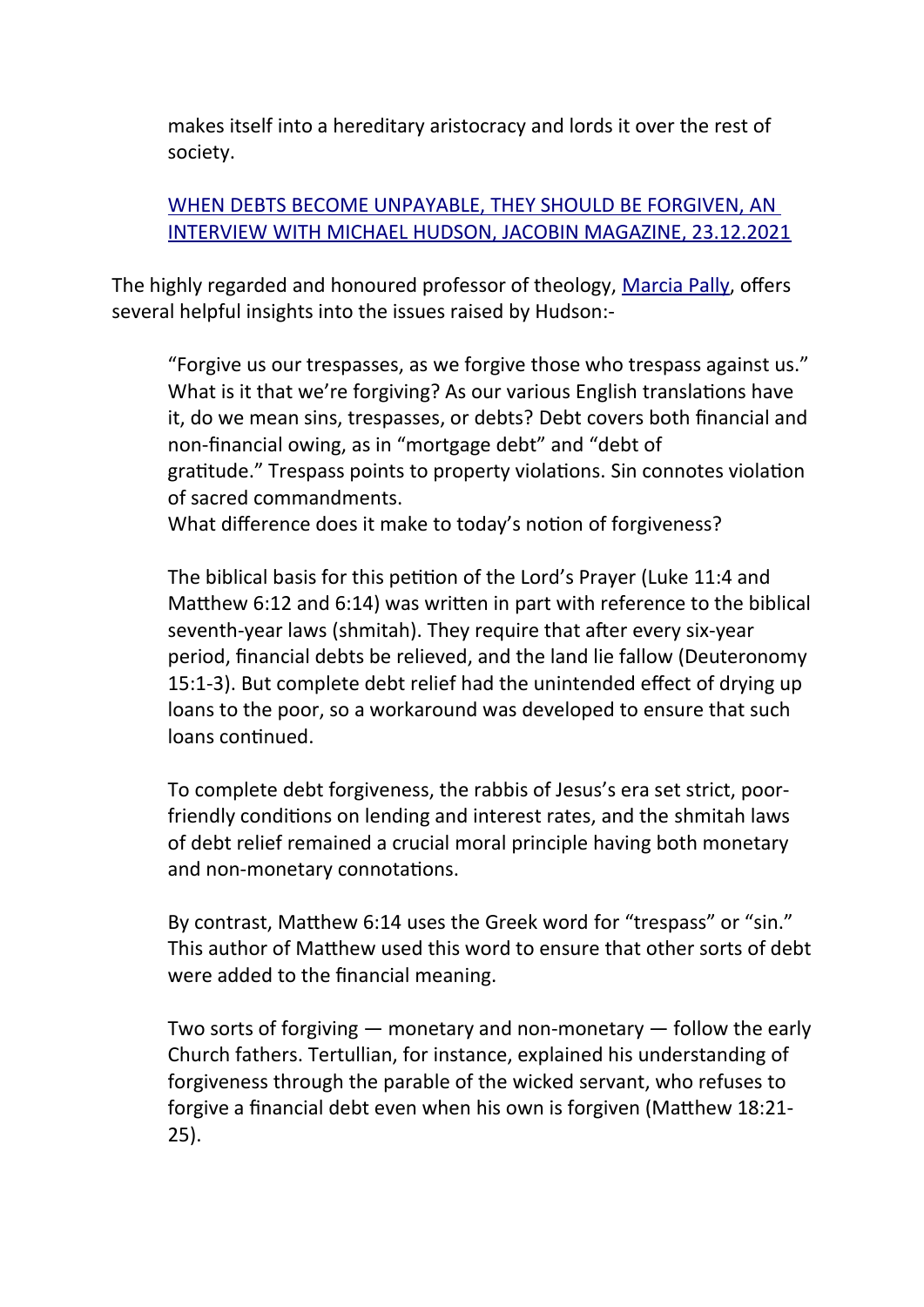makes itself into a hereditary aristocracy and lords it over the rest of society.

[WHEN DEBTS BECOME UNPAYABLE, THEY SHOULD BE FORGIVEN, AN INTERVIEW WITH MICHAEL HUDSON, JACOBIN MAGAZINE, 23.12.2021]()

The highly regarded and honoured professor of theology, [Marcia Pally](), offers several helpful insights into the issues raised by Hudson:-

> "Forgive us our trespasses, as we forgive those who trespass against us." What is it that we're forgiving? As our various English translations have it, do we mean sins, trespasses, or debts? Debt covers both financial and non-financial owing, as in "mortgage debt" and "debt of gratitude." Trespass points to property violations. Sin connotes violation of sacred commandments.
> What difference does it make to today's notion of forgiveness?
>
> The biblical basis for this petition of the Lord's Prayer (Luke 11:4 and Matthew 6:12 and 6:14) was written in part with reference to the biblical seventh-year laws (shmitah). They require that after every six-year period, financial debts be relieved, and the land lie fallow (Deuteronomy 15:1-3). But complete debt relief had the unintended effect of drying up loans to the poor, so a workaround was developed to ensure that such loans continued.
>
> To complete debt forgiveness, the rabbis of Jesus's era set strict, poor-friendly conditions on lending and interest rates, and the shmitah laws of debt relief remained a crucial moral principle having both monetary and non-monetary connotations.
>
> By contrast, Matthew 6:14 uses the Greek word for "trespass" or "sin." This author of Matthew used this word to ensure that other sorts of debt were added to the financial meaning.
>
> Two sorts of forgiving — monetary and non-monetary — follow the early Church fathers. Tertullian, for instance, explained his understanding of forgiveness through the parable of the wicked servant, who refuses to forgive a financial debt even when his own is forgiven (Matthew 18:21-25).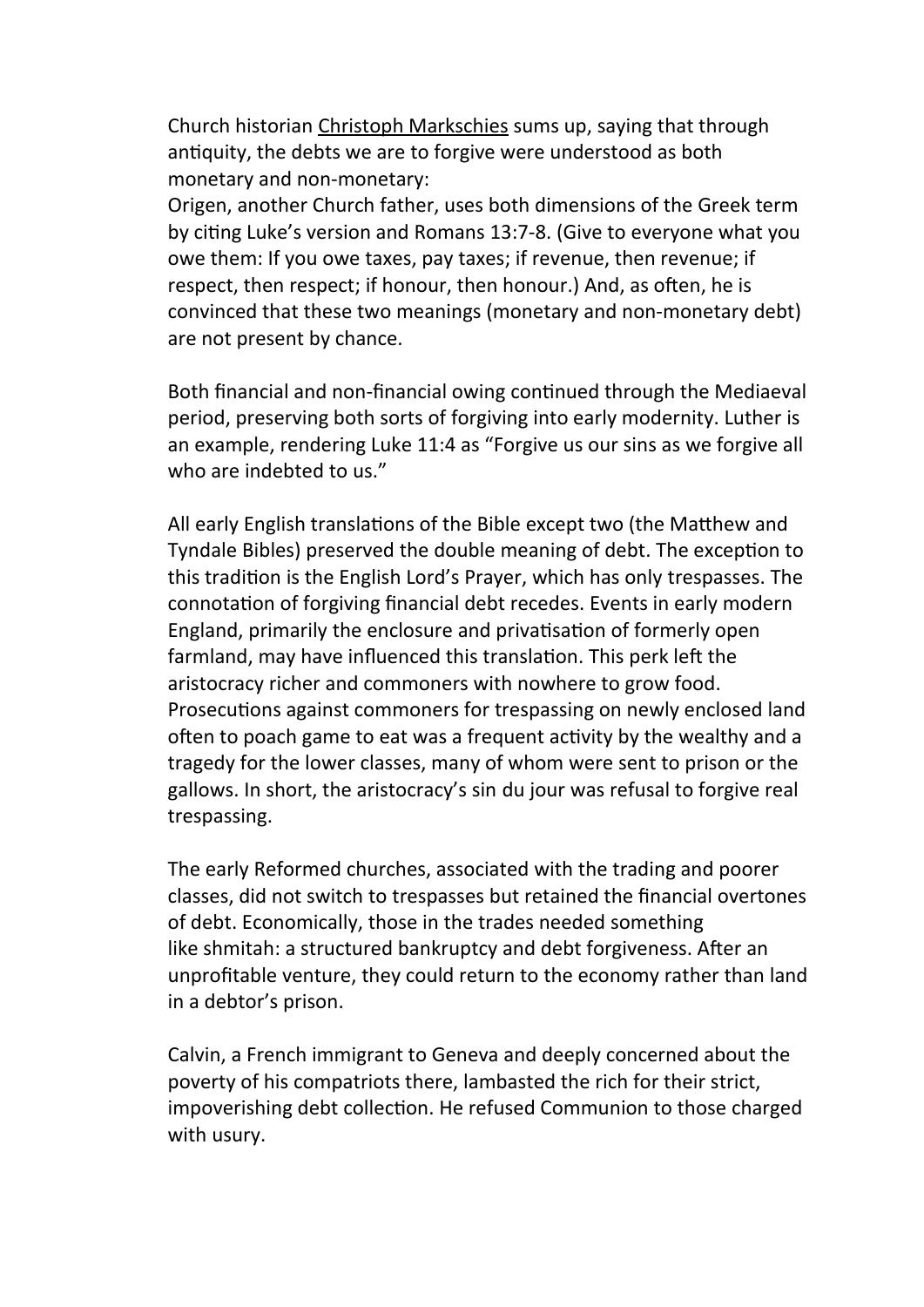Church historian Christoph Markschies sums up, saying that through antiquity, the debts we are to forgive were understood as both monetary and non-monetary:

Origen, another Church father, uses both dimensions of the Greek term by citing Luke's version and Romans 13:7-8. (Give to everyone what you owe them: If you owe taxes, pay taxes; if revenue, then revenue; if respect, then respect; if honour, then honour.) And, as often, he is convinced that these two meanings (monetary and non-monetary debt) are not present by chance.

Both financial and non-financial owing continued through the Mediaeval period, preserving both sorts of forgiving into early modernity. Luther is an example, rendering Luke 11:4 as "Forgive us our sins as we forgive all who are indebted to us."

All early English translations of the Bible except two (the Matthew and Tyndale Bibles) preserved the double meaning of debt. The exception to this tradition is the English Lord's Prayer, which has only trespasses. The connotation of forgiving financial debt recedes. Events in early modern England, primarily the enclosure and privatisation of formerly open farmland, may have influenced this translation. This perk left the aristocracy richer and commoners with nowhere to grow food. Prosecutions against commoners for trespassing on newly enclosed land often to poach game to eat was a frequent activity by the wealthy and a tragedy for the lower classes, many of whom were sent to prison or the gallows. In short, the aristocracy's sin du jour was refusal to forgive real trespassing.

The early Reformed churches, associated with the trading and poorer classes, did not switch to trespasses but retained the financial overtones of debt. Economically, those in the trades needed something like shmitah: a structured bankruptcy and debt forgiveness. After an unprofitable venture, they could return to the economy rather than land in a debtor's prison.

Calvin, a French immigrant to Geneva and deeply concerned about the poverty of his compatriots there, lambasted the rich for their strict, impoverishing debt collection. He refused Communion to those charged with usury.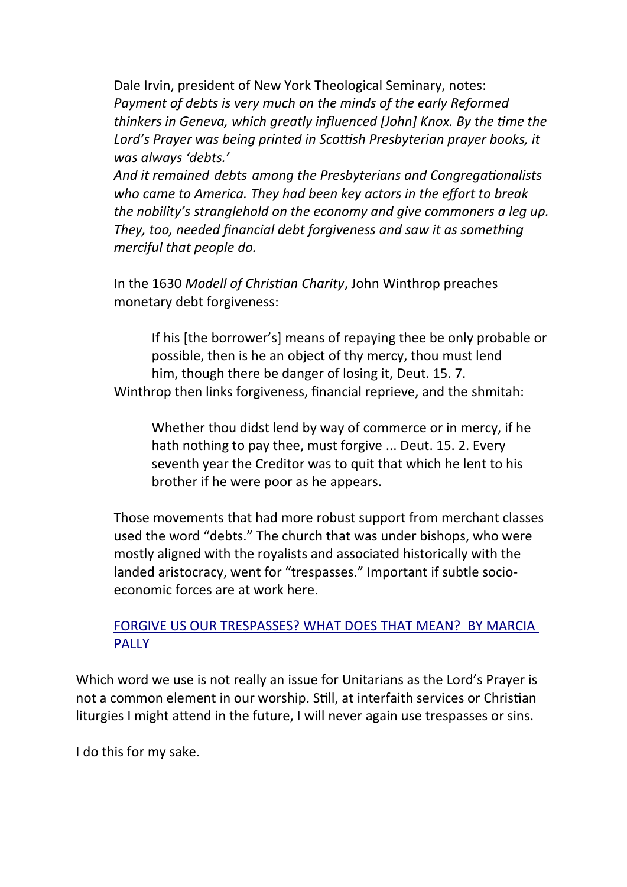Dale Irvin, president of New York Theological Seminary, notes:
*Payment of debts is very much on the minds of the early Reformed thinkers in Geneva, which greatly influenced [John] Knox. By the time the Lord's Prayer was being printed in Scottish Presbyterian prayer books, it was always 'debts.'*
*And it remained debts among the Presbyterians and Congregationalists who came to America. They had been key actors in the effort to break the nobility's stranglehold on the economy and give commoners a leg up. They, too, needed financial debt forgiveness and saw it as something merciful that people do.*

In the 1630 *Modell of Christian Charity*, John Winthrop preaches monetary debt forgiveness:

> If his [the borrower's] means of repaying thee be only probable or possible, then is he an object of thy mercy, thou must lend him, though there be danger of losing it, Deut. 15. 7.

Winthrop then links forgiveness, financial reprieve, and the shmitah:

> Whether thou didst lend by way of commerce or in mercy, if he hath nothing to pay thee, must forgive ... Deut. 15. 2. Every seventh year the Creditor was to quit that which he lent to his brother if he were poor as he appears.

Those movements that had more robust support from merchant classes used the word "debts." The church that was under bishops, who were mostly aligned with the royalists and associated historically with the landed aristocracy, went for "trespasses." Important if subtle socio-economic forces are at work here.

FORGIVE US OUR TRESPASSES? WHAT DOES THAT MEAN? BY MARCIA PALLY

Which word we use is not really an issue for Unitarians as the Lord's Prayer is not a common element in our worship. Still, at interfaith services or Christian liturgies I might attend in the future, I will never again use trespasses or sins.

I do this for my sake.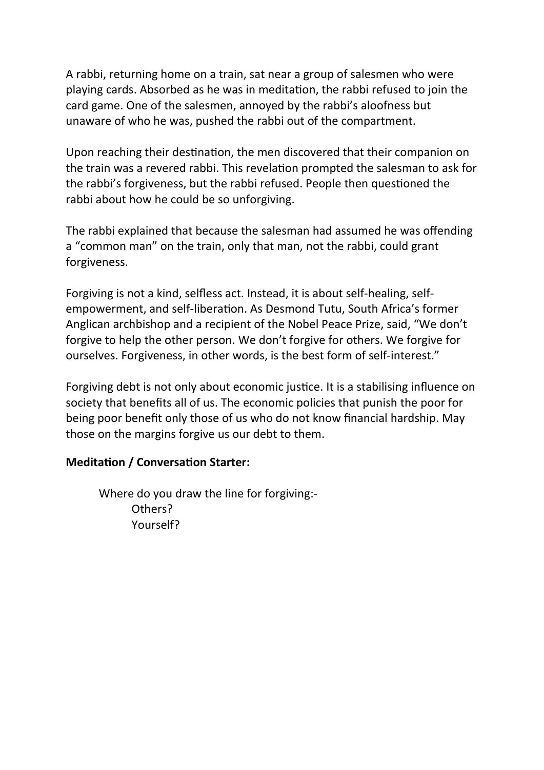A rabbi, returning home on a train, sat near a group of salesmen who were playing cards. Absorbed as he was in meditation, the rabbi refused to join the card game. One of the salesmen, annoyed by the rabbi's aloofness but unaware of who he was, pushed the rabbi out of the compartment.

Upon reaching their destination, the men discovered that their companion on the train was a revered rabbi. This revelation prompted the salesman to ask for the rabbi's forgiveness, but the rabbi refused. People then questioned the rabbi about how he could be so unforgiving.

The rabbi explained that because the salesman had assumed he was offending a "common man" on the train, only that man, not the rabbi, could grant forgiveness.

Forgiving is not a kind, selfless act. Instead, it is about self-healing, self-empowerment, and self-liberation. As Desmond Tutu, South Africa's former Anglican archbishop and a recipient of the Nobel Peace Prize, said, "We don't forgive to help the other person. We don't forgive for others. We forgive for ourselves. Forgiveness, in other words, is the best form of self-interest."

Forgiving debt is not only about economic justice. It is a stabilising influence on society that benefits all of us. The economic policies that punish the poor for being poor benefit only those of us who do not know financial hardship. May those on the margins forgive us our debt to them.

**Meditation / Conversation Starter:**

Where do you draw the line for forgiving:-

- Others?
- Yourself?